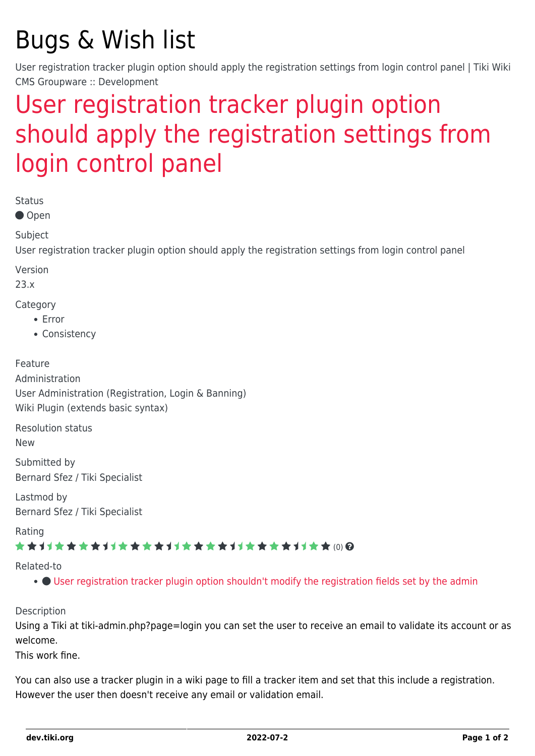# Bugs & Wish list

User registration tracker plugin option should apply the registration settings from login control panel | Tiki Wiki CMS Groupware :: Development

## User registration tracker plugin option should apply the registration settings from login control panel

Status

● Open

Subject

User registration tracker plugin option should apply the registration settings from login control panel

Version

23.x

Category

- Error
- Consistency

Feature

Administration

User Administration (Registration, Login & Banning)

Wiki Plugin (extends basic syntax)

Resolution status

New

Submitted by

Bernard Sfez / Tiki Specialist

Lastmod by

Bernard Sfez / Tiki Specialist

Rating

(0)

Related-to

- ● User registration tracker plugin option shouldn't modify the registration fields set by the admin

Description

Using a Tiki at tiki-admin.php?page=login you can set the user to receive an email to validate its account or as welcome.
This work fine.

You can also use a tracker plugin in a wiki page to fill a tracker item and set that this include a registration.
However the user then doesn't receive any email or validation email.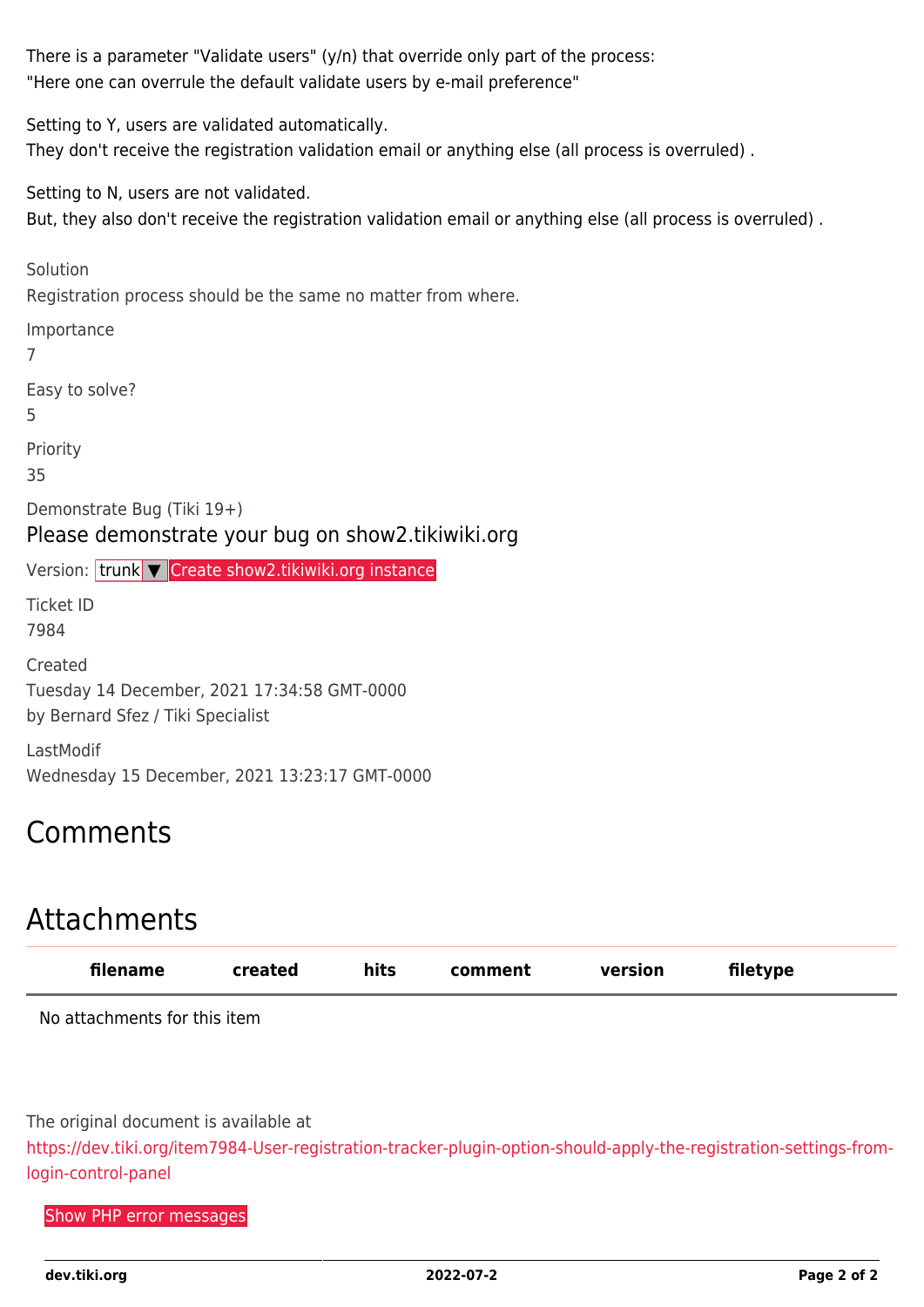There is a parameter "Validate users" (y/n) that override only part of the process:
"Here one can overrule the default validate users by e-mail preference"

Setting to Y, users are validated automatically.
They don't receive the registration validation email or anything else (all process is overruled) .

Setting to N, users are not validated.
But, they also don't receive the registration validation email or anything else (all process is overruled) .

Solution
Registration process should be the same no matter from where.

Importance
7

Easy to solve?
5

Priority
35

Demonstrate Bug (Tiki 19+)

Please demonstrate your bug on show2.tikiwiki.org

Version: trunk ▼ Create show2.tikiwiki.org instance

Ticket ID
7984

Created
Tuesday 14 December, 2021 17:34:58 GMT-0000
by Bernard Sfez / Tiki Specialist

LastModif
Wednesday 15 December, 2021 13:23:17 GMT-0000

## Comments

## Attachments

| filename | created | hits | comment | version | filetype |
|---|---|---|---|---|---|
| No attachments for this item | | | | | |

The original document is available at
https://dev.tiki.org/item7984-User-registration-tracker-plugin-option-should-apply-the-registration-settings-from-login-control-panel

Show PHP error messages